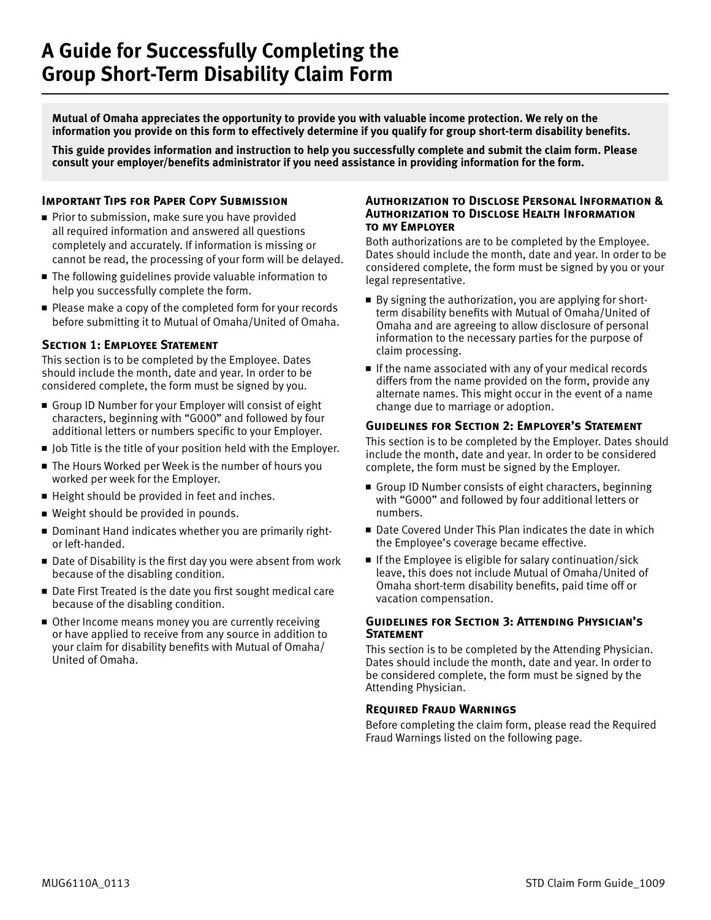# A Guide for Successfully Completing the Group Short-Term Disability Claim Form

**Mutual of Omaha appreciates the opportunity to provide you with valuable income protection. We rely on the information you provide on this form to effectively determine if you qualify for group short-term disability benefits.**

**This guide provides information and instruction to help you successfully complete and submit the claim form. Please consult your employer/benefits administrator if you need assistance in providing information for the form.**

### Important Tips for Paper Copy Submission

- Prior to submission, make sure you have provided all required information and answered all questions completely and accurately. If information is missing or cannot be read, the processing of your form will be delayed.
- The following guidelines provide valuable information to help you successfully complete the form.
- Please make a copy of the completed form for your records before submitting it to Mutual of Omaha/United of Omaha.

### Section 1: Employee Statement

This section is to be completed by the Employee. Dates should include the month, date and year. In order to be considered complete, the form must be signed by you.

- Group ID Number for your Employer will consist of eight characters, beginning with "G000" and followed by four additional letters or numbers specific to your Employer.
- Job Title is the title of your position held with the Employer.
- The Hours Worked per Week is the number of hours you worked per week for the Employer.
- Height should be provided in feet and inches.
- Weight should be provided in pounds.
- Dominant Hand indicates whether you are primarily right- or left-handed.
- Date of Disability is the first day you were absent from work because of the disabling condition.
- Date First Treated is the date you first sought medical care because of the disabling condition.
- Other Income means money you are currently receiving or have applied to receive from any source in addition to your claim for disability benefits with Mutual of Omaha/United of Omaha.

### Authorization to Disclose Personal Information & Authorization to Disclose Health Information to my Employer

Both authorizations are to be completed by the Employee. Dates should include the month, date and year. In order to be considered complete, the form must be signed by you or your legal representative.

- By signing the authorization, you are applying for short-term disability benefits with Mutual of Omaha/United of Omaha and are agreeing to allow disclosure of personal information to the necessary parties for the purpose of claim processing.
- If the name associated with any of your medical records differs from the name provided on the form, provide any alternate names. This might occur in the event of a name change due to marriage or adoption.

### Guidelines for Section 2: Employer's Statement

This section is to be completed by the Employer. Dates should include the month, date and year. In order to be considered complete, the form must be signed by the Employer.

- Group ID Number consists of eight characters, beginning with "G000" and followed by four additional letters or numbers.
- Date Covered Under This Plan indicates the date in which the Employee's coverage became effective.
- If the Employee is eligible for salary continuation/sick leave, this does not include Mutual of Omaha/United of Omaha short-term disability benefits, paid time off or vacation compensation.

### Guidelines for Section 3: Attending Physician's Statement

This section is to be completed by the Attending Physician. Dates should include the month, date and year. In order to be considered complete, the form must be signed by the Attending Physician.

### Required Fraud Warnings

Before completing the claim form, please read the Required Fraud Warnings listed on the following page.

MUG6110A_0113 STD Claim Form Guide_1009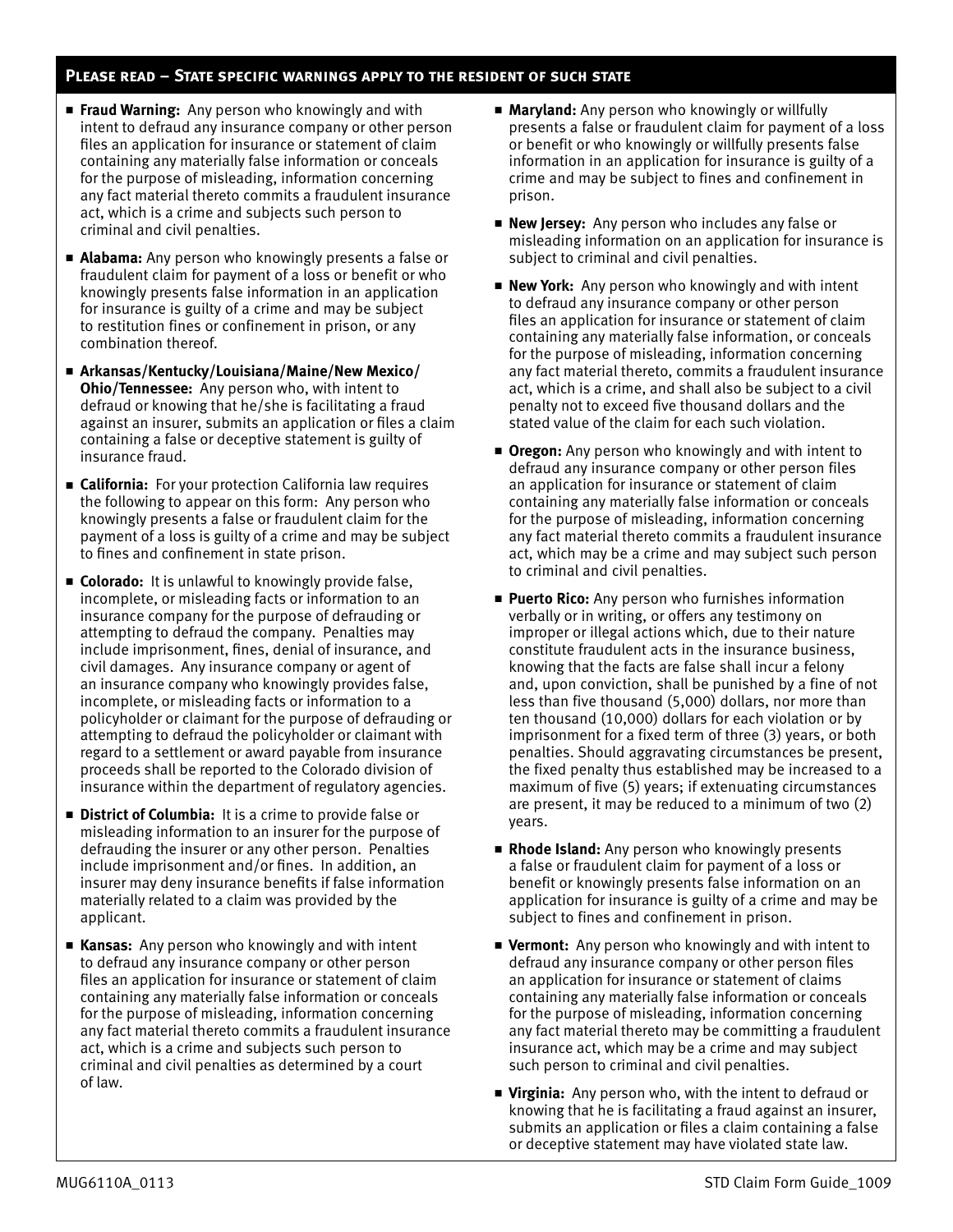## Please read – State specific warnings apply to the resident of such state

- **Fraud Warning:** Any person who knowingly and with intent to defraud any insurance company or other person files an application for insurance or statement of claim containing any materially false information or conceals for the purpose of misleading, information concerning any fact material thereto commits a fraudulent insurance act, which is a crime and subjects such person to criminal and civil penalties.
- **Alabama:** Any person who knowingly presents a false or fraudulent claim for payment of a loss or benefit or who knowingly presents false information in an application for insurance is guilty of a crime and may be subject to restitution fines or confinement in prison, or any combination thereof.
- **Arkansas/Kentucky/Louisiana/Maine/New Mexico/Ohio/Tennessee:** Any person who, with intent to defraud or knowing that he/she is facilitating a fraud against an insurer, submits an application or files a claim containing a false or deceptive statement is guilty of insurance fraud.
- **California:** For your protection California law requires the following to appear on this form: Any person who knowingly presents a false or fraudulent claim for the payment of a loss is guilty of a crime and may be subject to fines and confinement in state prison.
- **Colorado:** It is unlawful to knowingly provide false, incomplete, or misleading facts or information to an insurance company for the purpose of defrauding or attempting to defraud the company. Penalties may include imprisonment, fines, denial of insurance, and civil damages. Any insurance company or agent of an insurance company who knowingly provides false, incomplete, or misleading facts or information to a policyholder or claimant for the purpose of defrauding or attempting to defraud the policyholder or claimant with regard to a settlement or award payable from insurance proceeds shall be reported to the Colorado division of insurance within the department of regulatory agencies.
- **District of Columbia:** It is a crime to provide false or misleading information to an insurer for the purpose of defrauding the insurer or any other person. Penalties include imprisonment and/or fines. In addition, an insurer may deny insurance benefits if false information materially related to a claim was provided by the applicant.
- **Kansas:** Any person who knowingly and with intent to defraud any insurance company or other person files an application for insurance or statement of claim containing any materially false information or conceals for the purpose of misleading, information concerning any fact material thereto commits a fraudulent insurance act, which is a crime and subjects such person to criminal and civil penalties as determined by a court of law.
- **Maryland:** Any person who knowingly or willfully presents a false or fraudulent claim for payment of a loss or benefit or who knowingly or willfully presents false information in an application for insurance is guilty of a crime and may be subject to fines and confinement in prison.
- **New Jersey:** Any person who includes any false or misleading information on an application for insurance is subject to criminal and civil penalties.
- **New York:** Any person who knowingly and with intent to defraud any insurance company or other person files an application for insurance or statement of claim containing any materially false information, or conceals for the purpose of misleading, information concerning any fact material thereto, commits a fraudulent insurance act, which is a crime, and shall also be subject to a civil penalty not to exceed five thousand dollars and the stated value of the claim for each such violation.
- **Oregon:** Any person who knowingly and with intent to defraud any insurance company or other person files an application for insurance or statement of claim containing any materially false information or conceals for the purpose of misleading, information concerning any fact material thereto commits a fraudulent insurance act, which may be a crime and may subject such person to criminal and civil penalties.
- **Puerto Rico:** Any person who furnishes information verbally or in writing, or offers any testimony on improper or illegal actions which, due to their nature constitute fraudulent acts in the insurance business, knowing that the facts are false shall incur a felony and, upon conviction, shall be punished by a fine of not less than five thousand (5,000) dollars, nor more than ten thousand (10,000) dollars for each violation or by imprisonment for a fixed term of three (3) years, or both penalties. Should aggravating circumstances be present, the fixed penalty thus established may be increased to a maximum of five (5) years; if extenuating circumstances are present, it may be reduced to a minimum of two (2) years.
- **Rhode Island:** Any person who knowingly presents a false or fraudulent claim for payment of a loss or benefit or knowingly presents false information on an application for insurance is guilty of a crime and may be subject to fines and confinement in prison.
- **Vermont:** Any person who knowingly and with intent to defraud any insurance company or other person files an application for insurance or statement of claims containing any materially false information or conceals for the purpose of misleading, information concerning any fact material thereto may be committing a fraudulent insurance act, which may be a crime and may subject such person to criminal and civil penalties.
- **Virginia:** Any person who, with the intent to defraud or knowing that he is facilitating a fraud against an insurer, submits an application or files a claim containing a false or deceptive statement may have violated state law.

MUG6110A_0113 STD Claim Form Guide_1009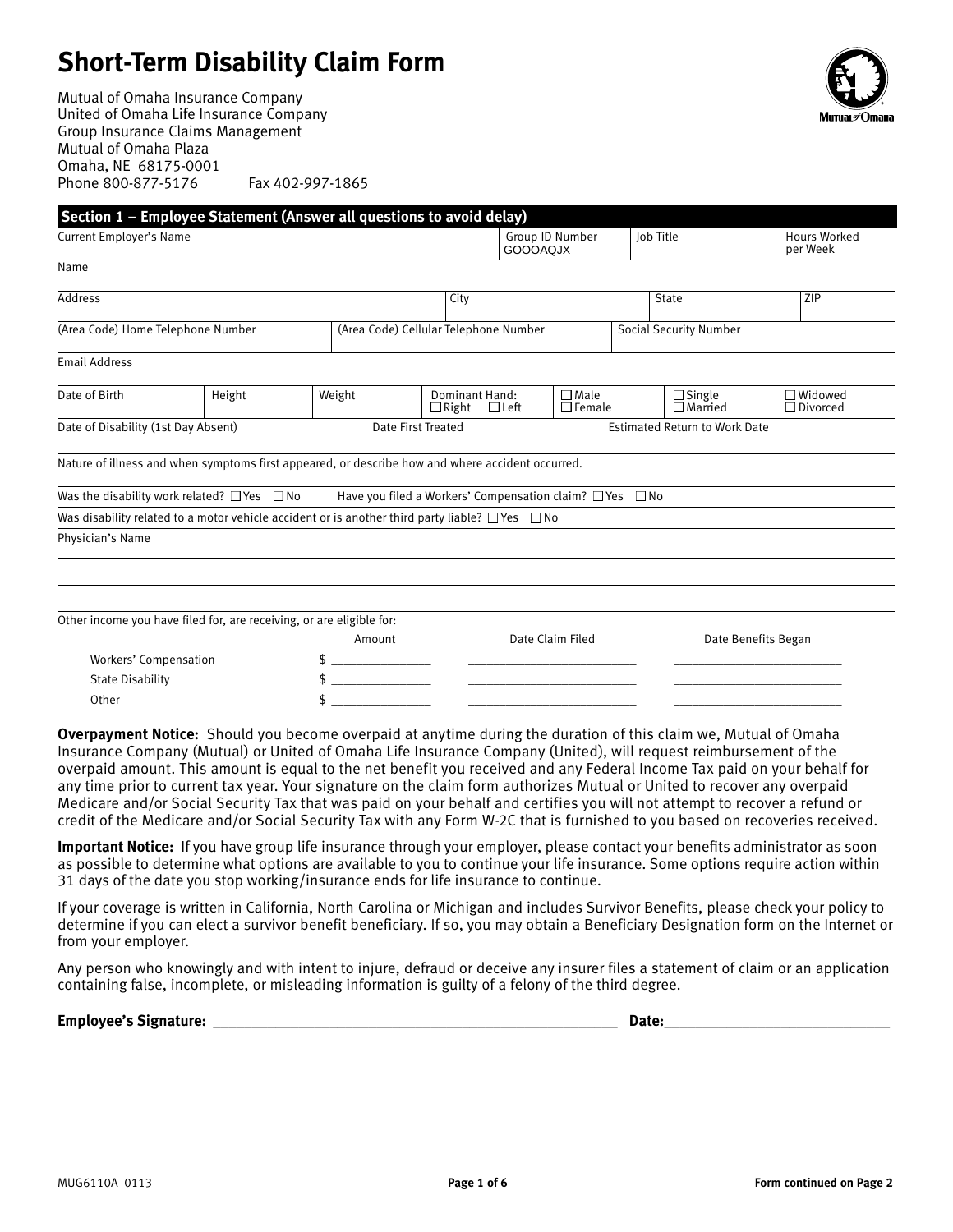# Short-Term Disability Claim Form

Mutual of Omaha Insurance Company
United of Omaha Life Insurance Company
Group Insurance Claims Management
Mutual of Omaha Plaza
Omaha, NE 68175-0001
Phone 800-877-5176 Fax 402-997-1865

## Section 1 – Employee Statement (Answer all questions to avoid delay)

| Current Employer's Name | Group ID Number GOOOAQJX | Job Title | Hours Worked per Week |
|---|---|---|---|

Name

| Address | City | State | ZIP |
|---|---|---|---|

| (Area Code) Home Telephone Number | (Area Code) Cellular Telephone Number | Social Security Number |
|---|---|---|

Email Address

| Date of Birth | Height | Weight | Dominant Hand: ☐ Right ☐ Left | ☐ Male ☐ Female | ☐ Single ☐ Married | ☐ Widowed ☐ Divorced |
|---|---|---|---|---|---|---|

| Date of Disability (1st Day Absent) | Date First Treated | Estimated Return to Work Date |
|---|---|---|

Nature of illness and when symptoms first appeared, or describe how and where accident occurred.

Was the disability work related? ☐ Yes ☐ No Have you filed a Workers' Compensation claim? ☐ Yes ☐ No

Was disability related to a motor vehicle accident or is another third party liable? ☐ Yes ☐ No

Physician's Name

Other income you have filed for, are receiving, or are eligible for:

| | Amount | Date Claim Filed | Date Benefits Began |
|---|---|---|---|
| Workers' Compensation | $ ______ | ______ | ______ |
| State Disability | $ ______ | ______ | ______ |
| Other | $ ______ | ______ | ______ |

**Overpayment Notice:** Should you become overpaid at anytime during the duration of this claim we, Mutual of Omaha Insurance Company (Mutual) or United of Omaha Life Insurance Company (United), will request reimbursement of the overpaid amount. This amount is equal to the net benefit you received and any Federal Income Tax paid on your behalf for any time prior to current tax year. Your signature on the claim form authorizes Mutual or United to recover any overpaid Medicare and/or Social Security Tax that was paid on your behalf and certifies you will not attempt to recover a refund or credit of the Medicare and/or Social Security Tax with any Form W-2C that is furnished to you based on recoveries received.

**Important Notice:** If you have group life insurance through your employer, please contact your benefits administrator as soon as possible to determine what options are available to you to continue your life insurance. Some options require action within 31 days of the date you stop working/insurance ends for life insurance to continue.

If your coverage is written in California, North Carolina or Michigan and includes Survivor Benefits, please check your policy to determine if you can elect a survivor benefit beneficiary. If so, you may obtain a Beneficiary Designation form on the Internet or from your employer.

Any person who knowingly and with intent to injure, defraud or deceive any insurer files a statement of claim or an application containing false, incomplete, or misleading information is guilty of a felony of the third degree.

**Employee's Signature:** ______________________________ **Date:** ____________________

MUG6110A_0113

**Form continued on Page 2**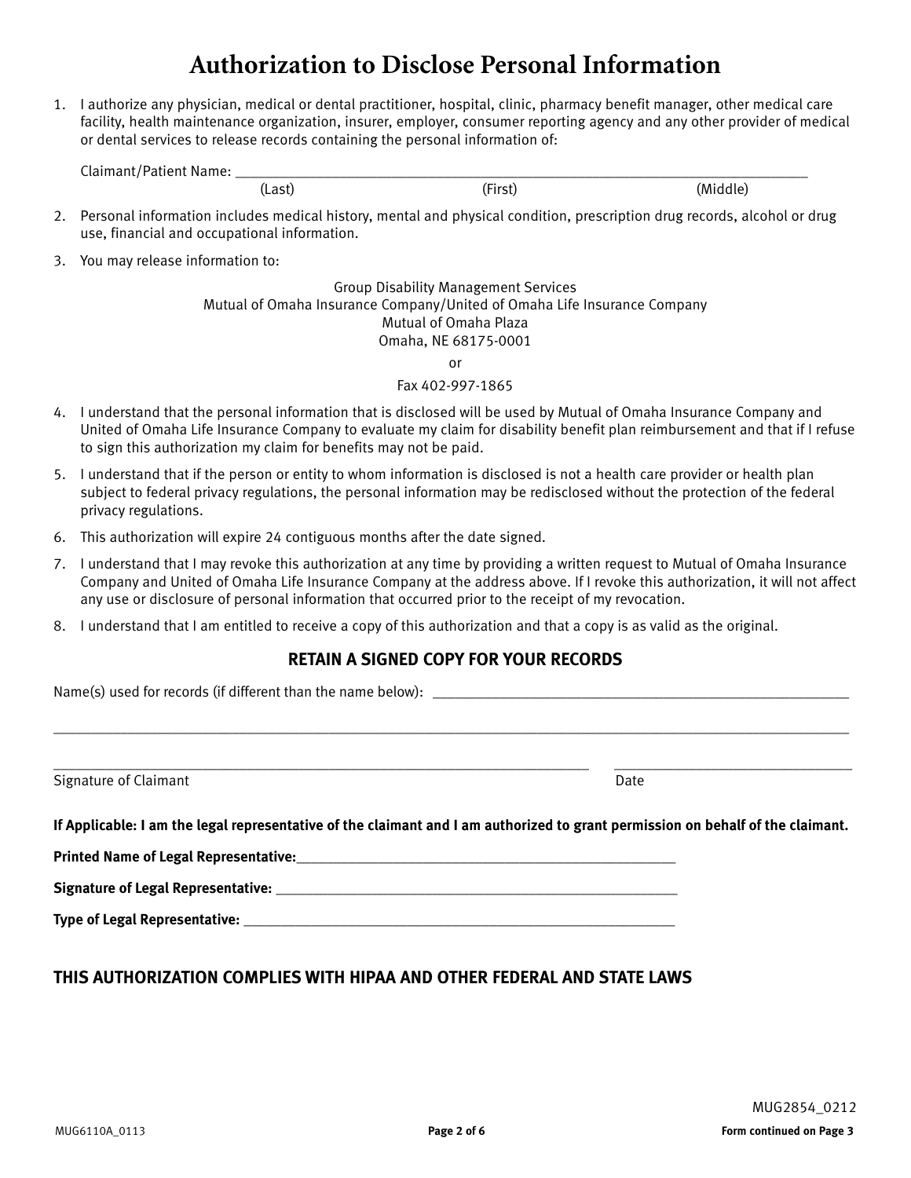# Authorization to Disclose Personal Information

1. I authorize any physician, medical or dental practitioner, hospital, clinic, pharmacy benefit manager, other medical care facility, health maintenance organization, insurer, employer, consumer reporting agency and any other provider of medical or dental services to release records containing the personal information of:

   Claimant/Patient Name: ______________________________________________________________
   (Last) (First) (Middle)

2. Personal information includes medical history, mental and physical condition, prescription drug records, alcohol or drug use, financial and occupational information.

3. You may release information to:

   Group Disability Management Services
   Mutual of Omaha Insurance Company/United of Omaha Life Insurance Company
   Mutual of Omaha Plaza
   Omaha, NE 68175-0001

   or

   Fax 402-997-1865

4. I understand that the personal information that is disclosed will be used by Mutual of Omaha Insurance Company and United of Omaha Life Insurance Company to evaluate my claim for disability benefit plan reimbursement and that if I refuse to sign this authorization my claim for benefits may not be paid.

5. I understand that if the person or entity to whom information is disclosed is not a health care provider or health plan subject to federal privacy regulations, the personal information may be redisclosed without the protection of the federal privacy regulations.

6. This authorization will expire 24 contiguous months after the date signed.

7. I understand that I may revoke this authorization at any time by providing a written request to Mutual of Omaha Insurance Company and United of Omaha Life Insurance Company at the address above. If I revoke this authorization, it will not affect any use or disclosure of personal information that occurred prior to the receipt of my revocation.

8. I understand that I am entitled to receive a copy of this authorization and that a copy is as valid as the original.

## RETAIN A SIGNED COPY FOR YOUR RECORDS

Name(s) used for records (if different than the name below): ________________________________________

_____________________________________________________________________________________

___________________________________________________________ ____________________________
Signature of Claimant Date

**If Applicable: I am the legal representative of the claimant and I am authorized to grant permission on behalf of the claimant.**

**Printed Name of Legal Representative:**_____________________________________________

**Signature of Legal Representative:** _______________________________________________

**Type of Legal Representative:** ___________________________________________________

## THIS AUTHORIZATION COMPLIES WITH HIPAA AND OTHER FEDERAL AND STATE LAWS

MUG2854_0212

MUG6110A_0113

**Form continued on Page 3**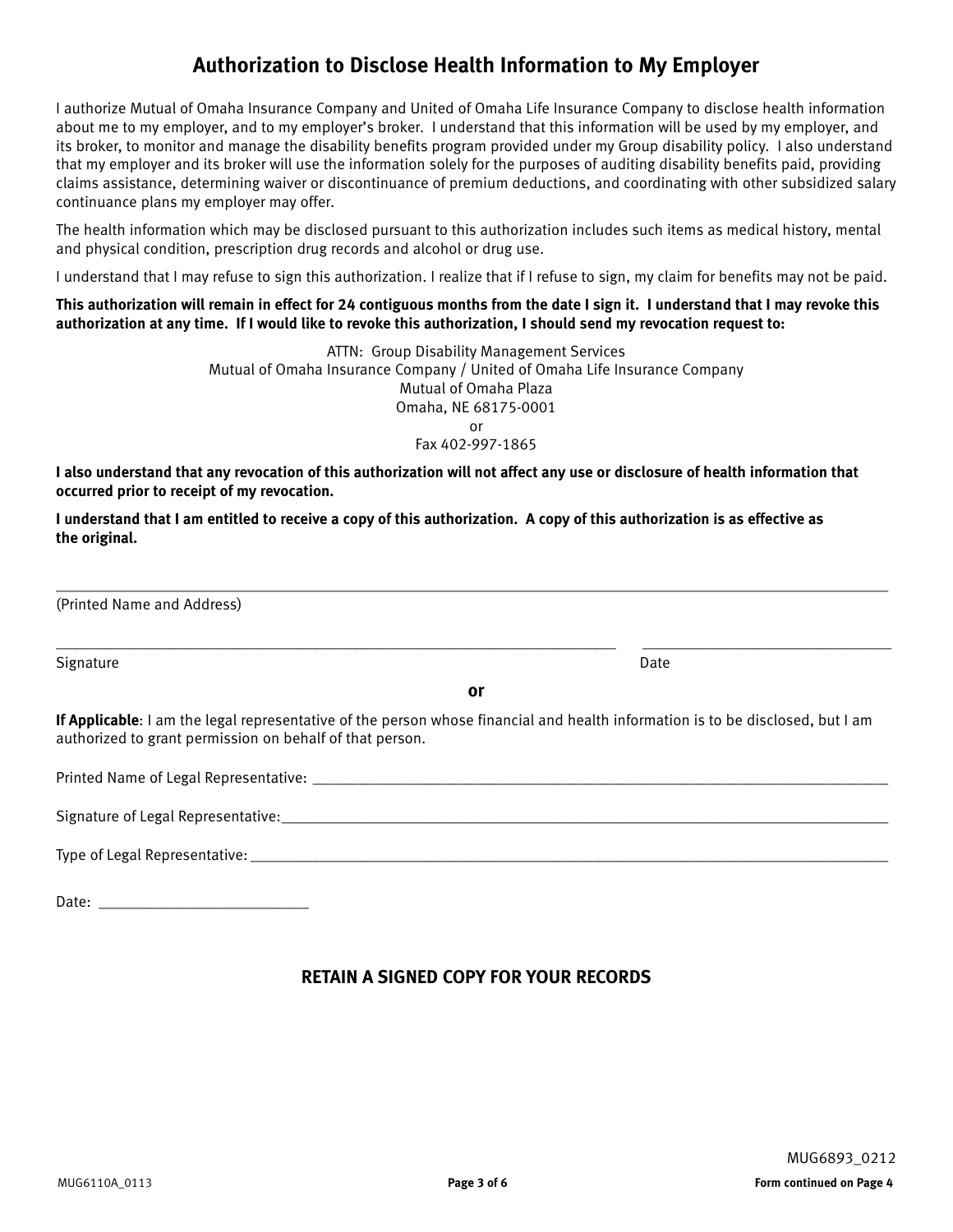# Authorization to Disclose Health Information to My Employer

I authorize Mutual of Omaha Insurance Company and United of Omaha Life Insurance Company to disclose health information about me to my employer, and to my employer's broker. I understand that this information will be used by my employer, and its broker, to monitor and manage the disability benefits program provided under my Group disability policy. I also understand that my employer and its broker will use the information solely for the purposes of auditing disability benefits paid, providing claims assistance, determining waiver or discontinuance of premium deductions, and coordinating with other subsidized salary continuance plans my employer may offer.

The health information which may be disclosed pursuant to this authorization includes such items as medical history, mental and physical condition, prescription drug records and alcohol or drug use.

I understand that I may refuse to sign this authorization. I realize that if I refuse to sign, my claim for benefits may not be paid.

**This authorization will remain in effect for 24 contiguous months from the date I sign it. I understand that I may revoke this authorization at any time. If I would like to revoke this authorization, I should send my revocation request to:**

ATTN: Group Disability Management Services
Mutual of Omaha Insurance Company / United of Omaha Life Insurance Company
Mutual of Omaha Plaza
Omaha, NE 68175-0001
or
Fax 402-997-1865

**I also understand that any revocation of this authorization will not affect any use or disclosure of health information that occurred prior to receipt of my revocation.**

**I understand that I am entitled to receive a copy of this authorization. A copy of this authorization is as effective as the original.**

\_\_\_\_\_\_\_\_\_\_\_\_\_\_\_\_\_\_\_\_\_\_\_\_\_\_\_\_\_\_\_\_\_\_\_\_\_\_\_\_\_\_\_\_\_\_\_\_\_\_\_\_\_\_\_\_\_\_\_\_\_\_\_\_\_\_\_\_\_\_

(Printed Name and Address)

\_\_\_\_\_\_\_\_\_\_\_\_\_\_\_\_\_\_\_\_\_\_\_\_\_\_\_\_\_\_\_\_\_\_\_\_\_\_\_\_\_\_\_\_\_\_\_\_ \_\_\_\_\_\_\_\_\_\_\_\_\_\_\_\_\_\_\_\_\_\_

Signature Date

**or**

**If Applicable**: I am the legal representative of the person whose financial and health information is to be disclosed, but I am authorized to grant permission on behalf of that person.

Printed Name of Legal Representative: \_\_\_\_\_\_\_\_\_\_\_\_\_\_\_\_\_\_\_\_\_\_\_\_\_\_\_\_\_\_\_\_\_\_\_\_\_\_\_\_\_\_\_\_\_\_\_\_

Signature of Legal Representative: \_\_\_\_\_\_\_\_\_\_\_\_\_\_\_\_\_\_\_\_\_\_\_\_\_\_\_\_\_\_\_\_\_\_\_\_\_\_\_\_\_\_\_\_\_\_\_\_\_\_

Type of Legal Representative: \_\_\_\_\_\_\_\_\_\_\_\_\_\_\_\_\_\_\_\_\_\_\_\_\_\_\_\_\_\_\_\_\_\_\_\_\_\_\_\_\_\_\_\_\_\_\_\_\_\_\_\_\_\_

Date: \_\_\_\_\_\_\_\_\_\_\_\_\_\_\_\_\_\_\_\_\_\_\_\_

## RETAIN A SIGNED COPY FOR YOUR RECORDS

MUG6893_0212

MUG6110A_0113

**Form continued on Page 4**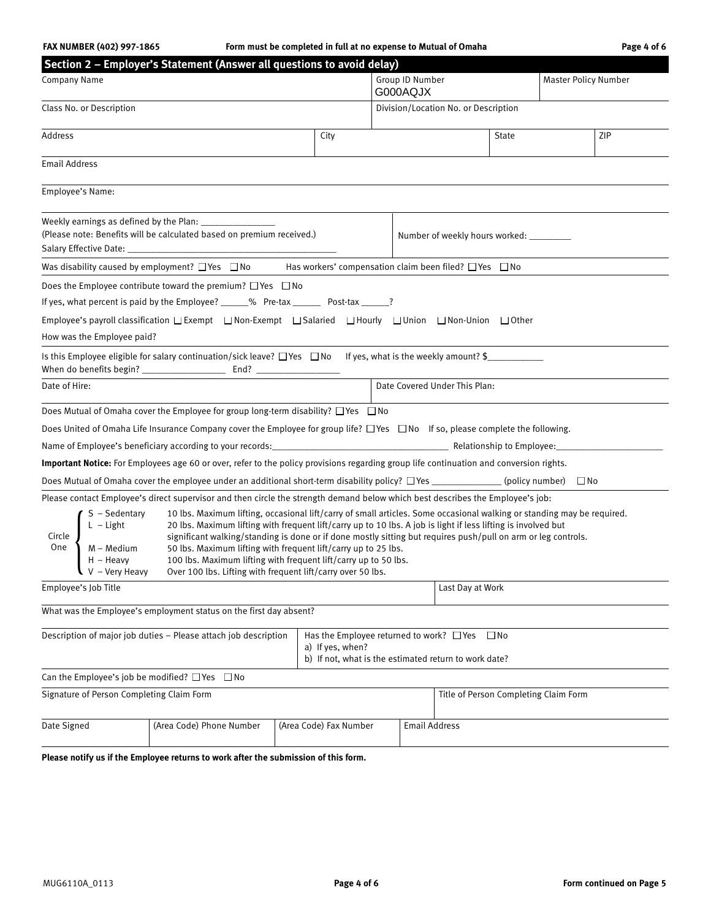FAX NUMBER (402) 997-1865 **Form must be completed in full at no expense to Mutual of Omaha**

## Section 2 – Employer's Statement (Answer all questions to avoid delay)

| Company Name | Group ID Number G000AQJX | Master Policy Number |
|---|---|---|
| Class No. or Description | Division/Location No. or Description | |

| Address | City | State | ZIP |
|---|---|---|---|

Email Address

Employee's Name:

Weekly earnings as defined by the Plan: _______________
(Please note: Benefits will be calculated based on premium received.)
Salary Effective Date: _______________

Number of weekly hours worked: _________

Was disability caused by employment? ☐ Yes ☐ No Has workers' compensation claim been filed? ☐ Yes ☐ No

Does the Employee contribute toward the premium? ☐ Yes ☐ No

If yes, what percent is paid by the Employee? ______% Pre-tax ______ Post-tax ______?

Employee's payroll classification ☐ Exempt ☐ Non-Exempt ☐ Salaried ☐ Hourly ☐ Union ☐ Non-Union ☐ Other

How was the Employee paid?

Is this Employee eligible for salary continuation/sick leave? ☐ Yes ☐ No If yes, what is the weekly amount? $___________
When do benefits begin? _________________ End? _________________

| Date of Hire: | Date Covered Under This Plan: |
|---|---|

Does Mutual of Omaha cover the Employee for group long-term disability? ☐ Yes ☐ No

Does United of Omaha Life Insurance Company cover the Employee for group life? ☐ Yes ☐ No If so, please complete the following.

Name of Employee's beneficiary according to your records:_________________________ Relationship to Employee:_________________

**Important Notice:** For Employees age 60 or over, refer to the policy provisions regarding group life continuation and conversion rights.

Does Mutual of Omaha cover the employee under an additional short-term disability policy? ☐ Yes ______________ (policy number) ☐ No

Please contact Employee's direct supervisor and then circle the strength demand below which best describes the Employee's job:

Circle One:
- S – Sedentary: 10 lbs. Maximum lifting, occasional lift/carry of small articles. Some occasional walking or standing may be required.
- L – Light: 20 lbs. Maximum lifting with frequent lift/carry up to 10 lbs. A job is light if less lifting is involved but significant walking/standing is done or if done mostly sitting but requires push/pull on arm or leg controls.
- M – Medium: 50 lbs. Maximum lifting with frequent lift/carry up to 25 lbs.
- H – Heavy: 100 lbs. Maximum lifting with frequent lift/carry up to 50 lbs.
- V – Very Heavy: Over 100 lbs. Lifting with frequent lift/carry over 50 lbs.

| Employee's Job Title | Last Day at Work |
|---|---|

What was the Employee's employment status on the first day absent?

| Description of major job duties – Please attach job description | Has the Employee returned to work? ☐ Yes ☐ No<br>a) If yes, when?<br>b) If not, what is the estimated return to work date? |
|---|---|

Can the Employee's job be modified? ☐ Yes ☐ No

| Signature of Person Completing Claim Form | Title of Person Completing Claim Form |
|---|---|

| Date Signed | (Area Code) Phone Number | (Area Code) Fax Number | Email Address |
|---|---|---|---|

**Please notify us if the Employee returns to work after the submission of this form.**

MUG6110A_0113 **Form continued on Page 5**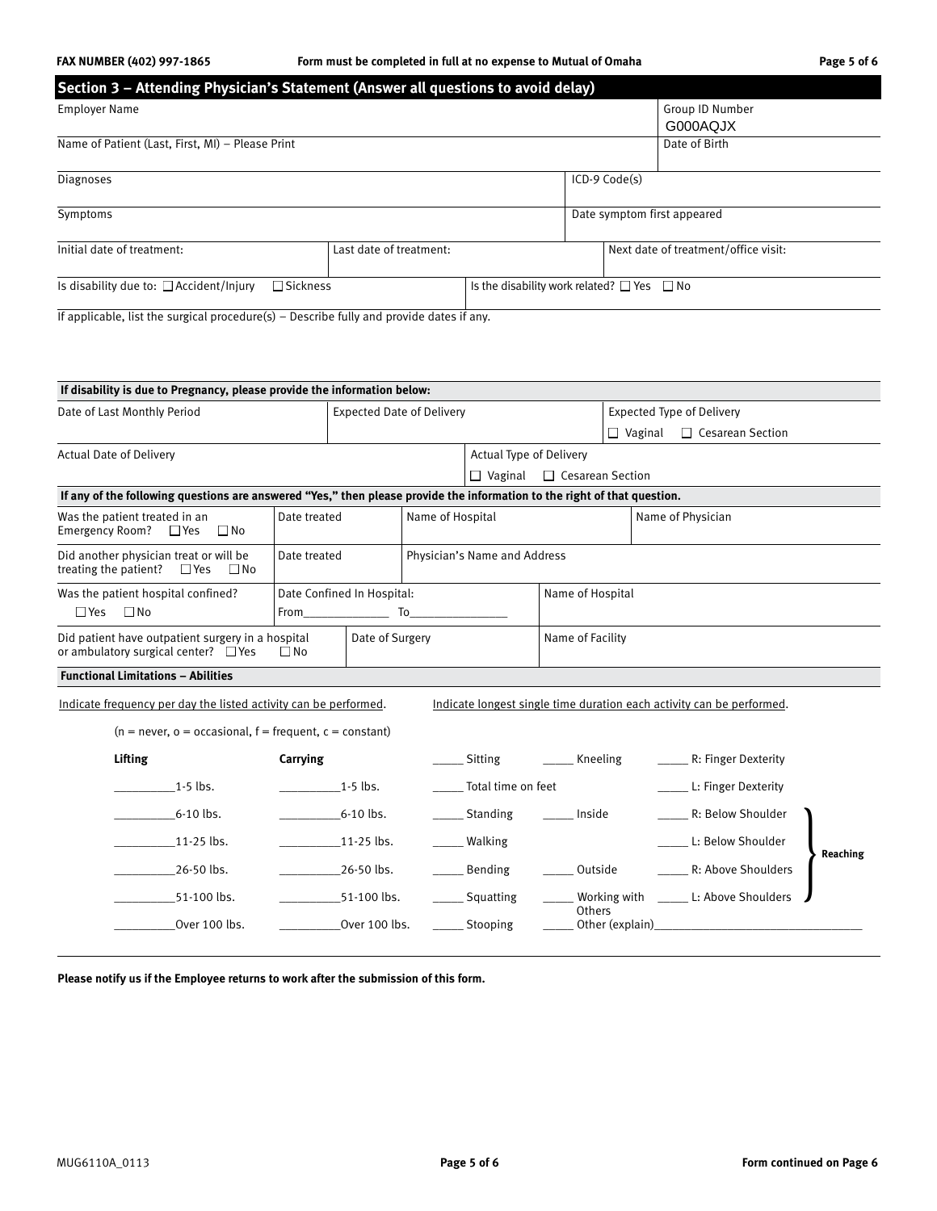FAX NUMBER (402) 997-1865 **Form must be completed in full at no expense to Mutual of Omaha**

## Section 3 – Attending Physician's Statement (Answer all questions to avoid delay)

| Employer Name | | | Group ID Number G000AQJX |
|---|---|---|---|
| Name of Patient (Last, First, MI) – Please Print | | | Date of Birth |
| Diagnoses | | ICD-9 Code(s) | |
| Symptoms | | Date symptom first appeared | |
| Initial date of treatment: | Last date of treatment: | Next date of treatment/office visit: | |
| Is disability due to: ☐ Accident/Injury ☐ Sickness | Is the disability work related? ☐ Yes ☐ No | | |

If applicable, list the surgical procedure(s) – Describe fully and provide dates if any.

**If disability is due to Pregnancy, please provide the information below:**

| Date of Last Monthly Period | Expected Date of Delivery | Expected Type of Delivery ☐ Vaginal ☐ Cesarean Section |
|---|---|---|
| Actual Date of Delivery | Actual Type of Delivery ☐ Vaginal ☐ Cesarean Section | |

**If any of the following questions are answered "Yes," then please provide the information to the right of that question.**

| | | | |
|---|---|---|---|
| Was the patient treated in an Emergency Room? ☐ Yes ☐ No | Date treated | Name of Hospital | Name of Physician |
| Did another physician treat or will be treating the patient? ☐ Yes ☐ No | Date treated | Physician's Name and Address | |
| Was the patient hospital confined? ☐ Yes ☐ No | Date Confined In Hospital: From_____________ To_______________ | Name of Hospital | |
| Did patient have outpatient surgery in a hospital or ambulatory surgical center? ☐ Yes ☐ No | Date of Surgery | Name of Facility | |

**Functional Limitations – Abilities**

Indicate frequency per day the listed activity can be performed. Indicate longest single time duration each activity can be performed.

(n = never, o = occasional, f = frequent, c = constant)

| Lifting | Carrying | | | |
|---|---|---|---|---|
| _____ 1-5 lbs. | _____ 1-5 lbs. | _____ Sitting | _____ Kneeling | _____ R: Finger Dexterity |
| _____ 6-10 lbs. | _____ 6-10 lbs. | _____ Total time on feet | | _____ L: Finger Dexterity |
| _____ 11-25 lbs. | _____ 11-25 lbs. | _____ Standing | _____ Inside | _____ R: Below Shoulder (Reaching) |
| _____ 26-50 lbs. | _____ 26-50 lbs. | _____ Walking | | _____ L: Below Shoulder (Reaching) |
| _____ 51-100 lbs. | _____ 51-100 lbs. | _____ Bending | _____ Outside | _____ R: Above Shoulders (Reaching) |
| _____ Over 100 lbs. | _____ Over 100 lbs. | _____ Squatting | _____ Working with Others | _____ L: Above Shoulders (Reaching) |
| | | _____ Stooping | _____ Other (explain)_____________ | |

**Please notify us if the Employee returns to work after the submission of this form.**

MUG6110A_0113 **Form continued on Page 6**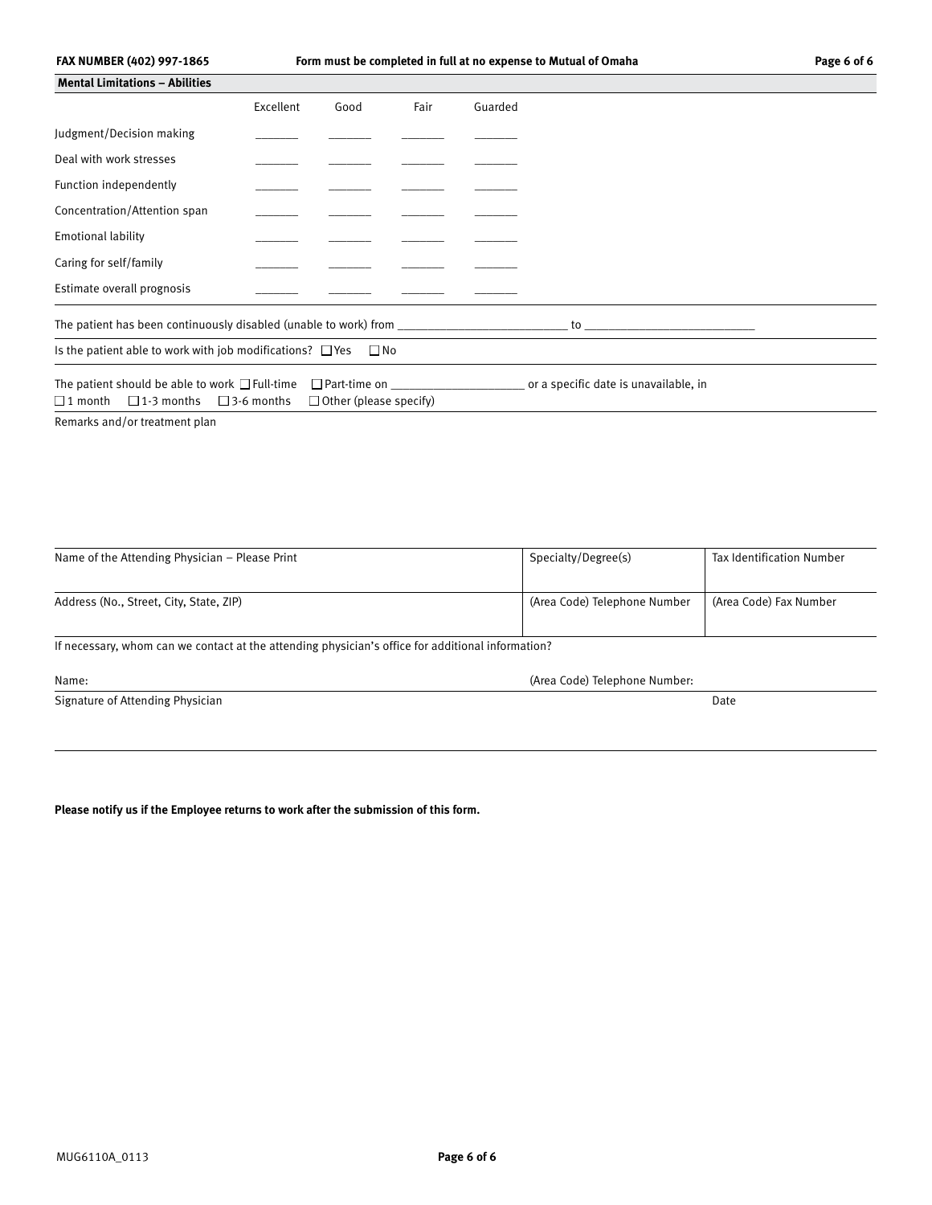**FAX NUMBER (402) 997-1865** **Form must be completed in full at no expense to Mutual of Omaha**

**Mental Limitations – Abilities**

| | Excellent | Good | Fair | Guarded |
|---|---|---|---|---|
| Judgment/Decision making | _______ | _______ | _______ | _______ |
| Deal with work stresses | _______ | _______ | _______ | _______ |
| Function independently | _______ | _______ | _______ | _______ |
| Concentration/Attention span | _______ | _______ | _______ | _______ |
| Emotional lability | _______ | _______ | _______ | _______ |
| Caring for self/family | _______ | _______ | _______ | _______ |
| Estimate overall prognosis | _______ | _______ | _______ | _______ |

The patient has been continuously disabled (unable to work) from ___________________________ to ___________________________

Is the patient able to work with job modifications? ☐ Yes ☐ No

The patient should be able to work ☐ Full-time ☐ Part-time on _____________________ or a specific date is unavailable, in ☐ 1 month ☐ 1-3 months ☐ 3-6 months ☐ Other (please specify)

Remarks and/or treatment plan

| | | |
|---|---|---|
| Name of the Attending Physician – Please Print | Specialty/Degree(s) | Tax Identification Number |
| Address (No., Street, City, State, ZIP) | (Area Code) Telephone Number | (Area Code) Fax Number |

If necessary, whom can we contact at the attending physician's office for additional information?

Name: (Area Code) Telephone Number:

Signature of Attending Physician Date

**Please notify us if the Employee returns to work after the submission of this form.**

MUG6110A_0113